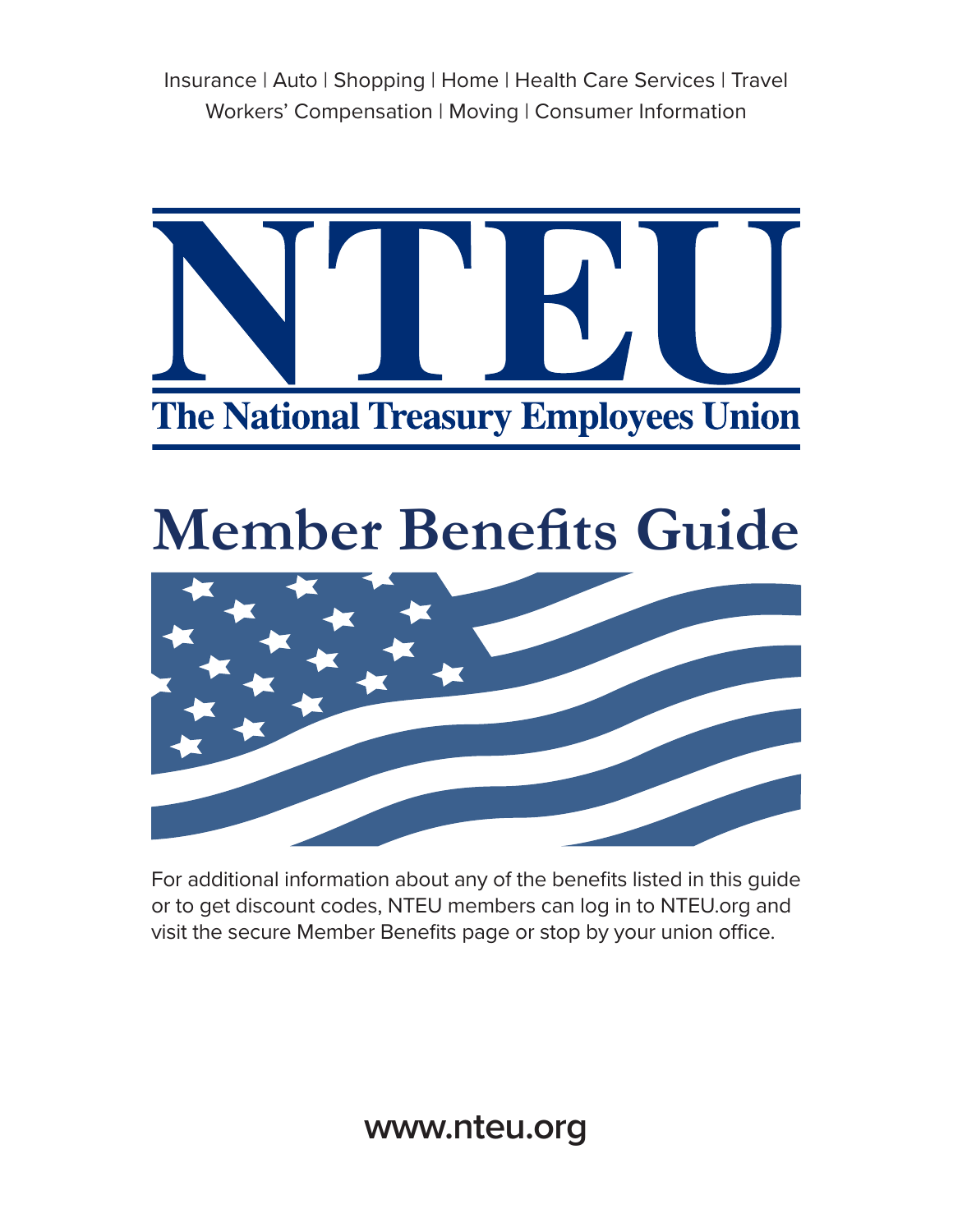Insurance | Auto | Shopping | Home | Health Care Services | Travel
Workers' Compensation | Moving | Consumer Information

# NTEU

**The National Treasury Employees Union**

# Member Benefits Guide

For additional information about any of the benefits listed in this guide or to get discount codes, NTEU members can log in to NTEU.org and visit the secure Member Benefits page or stop by your union office.

**www.nteu.org**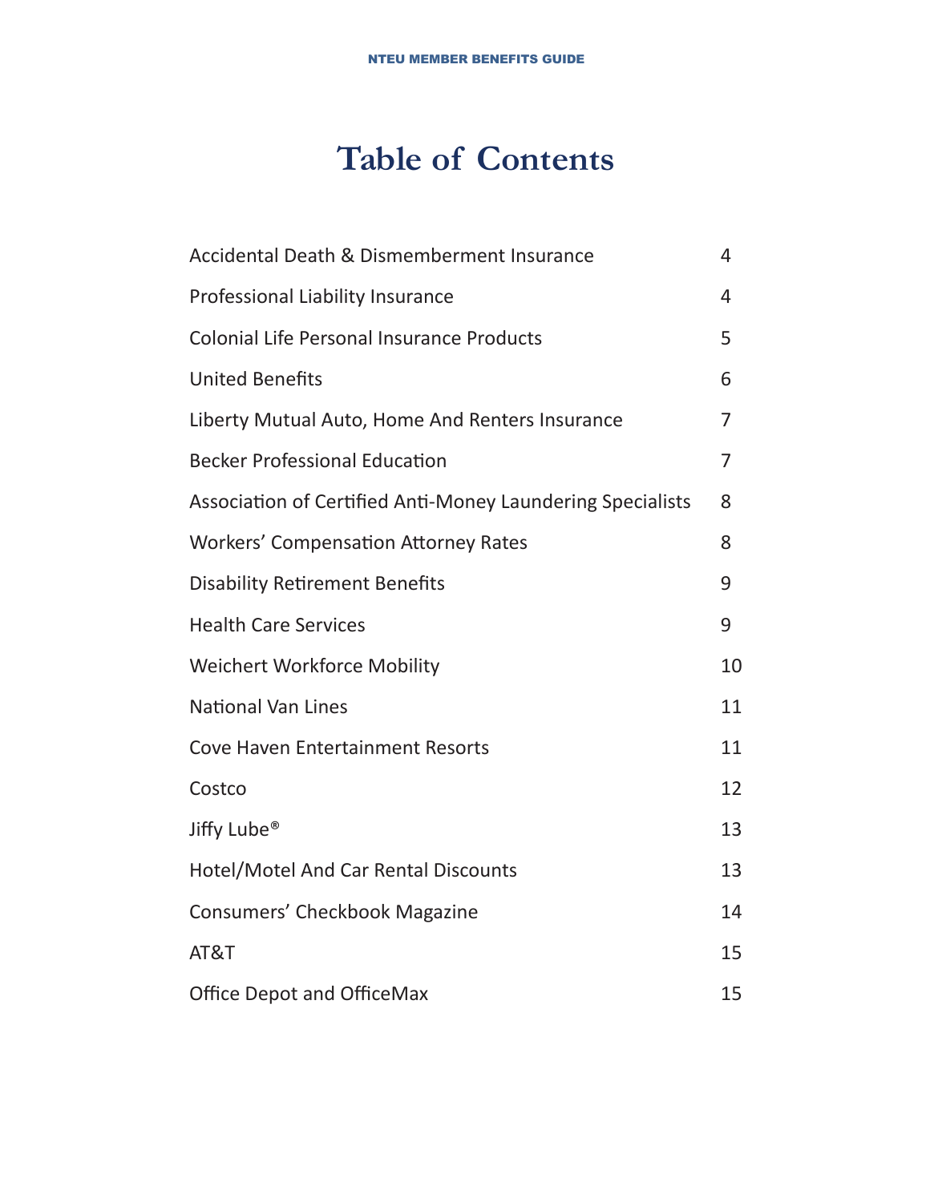# Table of Contents

| | |
|---|---|
| Accidental Death & Dismemberment Insurance | 4 |
| Professional Liability Insurance | 4 |
| Colonial Life Personal Insurance Products | 5 |
| United Benefits | 6 |
| Liberty Mutual Auto, Home And Renters Insurance | 7 |
| Becker Professional Education | 7 |
| Association of Certified Anti-Money Laundering Specialists | 8 |
| Workers' Compensation Attorney Rates | 8 |
| Disability Retirement Benefits | 9 |
| Health Care Services | 9 |
| Weichert Workforce Mobility | 10 |
| National Van Lines | 11 |
| Cove Haven Entertainment Resorts | 11 |
| Costco | 12 |
| Jiffy Lube® | 13 |
| Hotel/Motel And Car Rental Discounts | 13 |
| Consumers' Checkbook Magazine | 14 |
| AT&T | 15 |
| Office Depot and OfficeMax | 15 |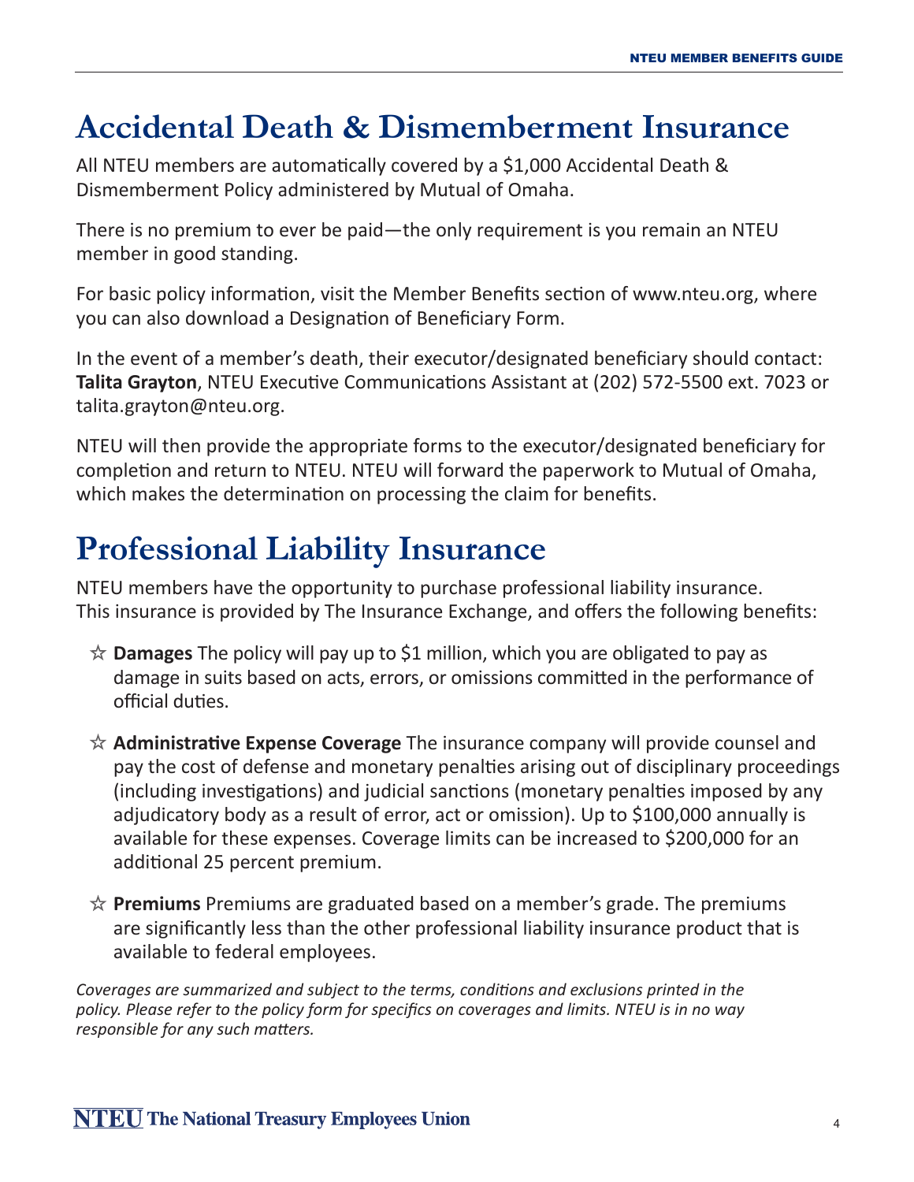# Accidental Death & Dismemberment Insurance

All NTEU members are automatically covered by a $1,000 Accidental Death & Dismemberment Policy administered by Mutual of Omaha.

There is no premium to ever be paid—the only requirement is you remain an NTEU member in good standing.

For basic policy information, visit the Member Benefits section of www.nteu.org, where you can also download a Designation of Beneficiary Form.

In the event of a member's death, their executor/designated beneficiary should contact: **Talita Grayton**, NTEU Executive Communications Assistant at (202) 572-5500 ext. 7023 or talita.grayton@nteu.org.

NTEU will then provide the appropriate forms to the executor/designated beneficiary for completion and return to NTEU. NTEU will forward the paperwork to Mutual of Omaha, which makes the determination on processing the claim for benefits.

# Professional Liability Insurance

NTEU members have the opportunity to purchase professional liability insurance. This insurance is provided by The Insurance Exchange, and offers the following benefits:

- **Damages** The policy will pay up to $1 million, which you are obligated to pay as damage in suits based on acts, errors, or omissions committed in the performance of official duties.
- **Administrative Expense Coverage** The insurance company will provide counsel and pay the cost of defense and monetary penalties arising out of disciplinary proceedings (including investigations) and judicial sanctions (monetary penalties imposed by any adjudicatory body as a result of error, act or omission). Up to $100,000 annually is available for these expenses. Coverage limits can be increased to $200,000 for an additional 25 percent premium.
- **Premiums** Premiums are graduated based on a member's grade. The premiums are significantly less than the other professional liability insurance product that is available to federal employees.

*Coverages are summarized and subject to the terms, conditions and exclusions printed in the policy. Please refer to the policy form for specifics on coverages and limits. NTEU is in no way responsible for any such matters.*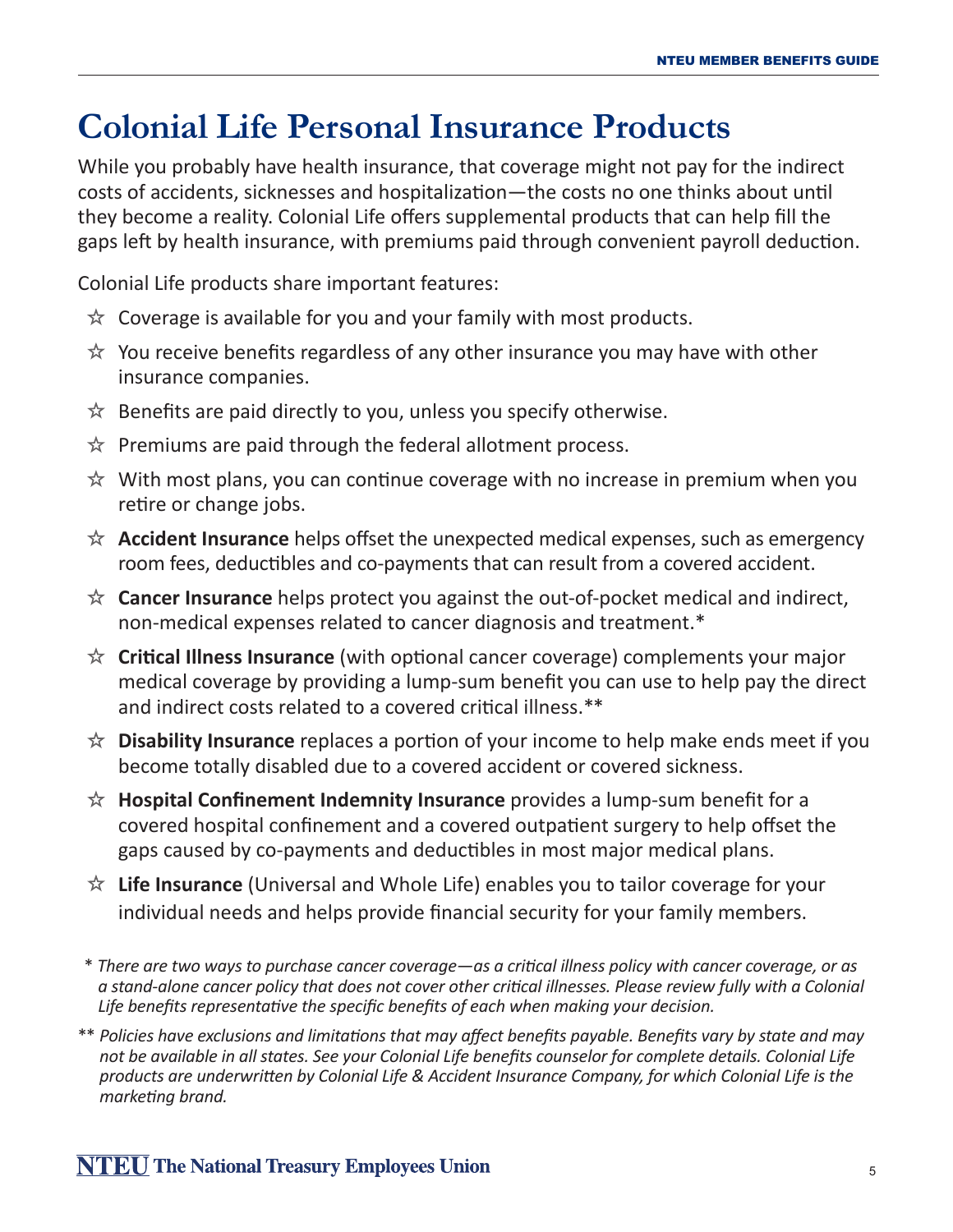# Colonial Life Personal Insurance Products

While you probably have health insurance, that coverage might not pay for the indirect costs of accidents, sicknesses and hospitalization—the costs no one thinks about until they become a reality. Colonial Life offers supplemental products that can help fill the gaps left by health insurance, with premiums paid through convenient payroll deduction.

Colonial Life products share important features:

- ☆ Coverage is available for you and your family with most products.
- ☆ You receive benefits regardless of any other insurance you may have with other insurance companies.
- ☆ Benefits are paid directly to you, unless you specify otherwise.
- ☆ Premiums are paid through the federal allotment process.
- ☆ With most plans, you can continue coverage with no increase in premium when you retire or change jobs.
- ☆ **Accident Insurance** helps offset the unexpected medical expenses, such as emergency room fees, deductibles and co-payments that can result from a covered accident.
- ☆ **Cancer Insurance** helps protect you against the out-of-pocket medical and indirect, non-medical expenses related to cancer diagnosis and treatment.*
- ☆ **Critical Illness Insurance** (with optional cancer coverage) complements your major medical coverage by providing a lump-sum benefit you can use to help pay the direct and indirect costs related to a covered critical illness.**
- ☆ **Disability Insurance** replaces a portion of your income to help make ends meet if you become totally disabled due to a covered accident or covered sickness.
- ☆ **Hospital Confinement Indemnity Insurance** provides a lump-sum benefit for a covered hospital confinement and a covered outpatient surgery to help offset the gaps caused by co-payments and deductibles in most major medical plans.
- ☆ **Life Insurance** (Universal and Whole Life) enables you to tailor coverage for your individual needs and helps provide financial security for your family members.

\* *There are two ways to purchase cancer coverage—as a critical illness policy with cancer coverage, or as a stand-alone cancer policy that does not cover other critical illnesses. Please review fully with a Colonial Life benefits representative the specific benefits of each when making your decision.*

\*\* *Policies have exclusions and limitations that may affect benefits payable. Benefits vary by state and may not be available in all states. See your Colonial Life benefits counselor for complete details. Colonial Life products are underwritten by Colonial Life & Accident Insurance Company, for which Colonial Life is the marketing brand.*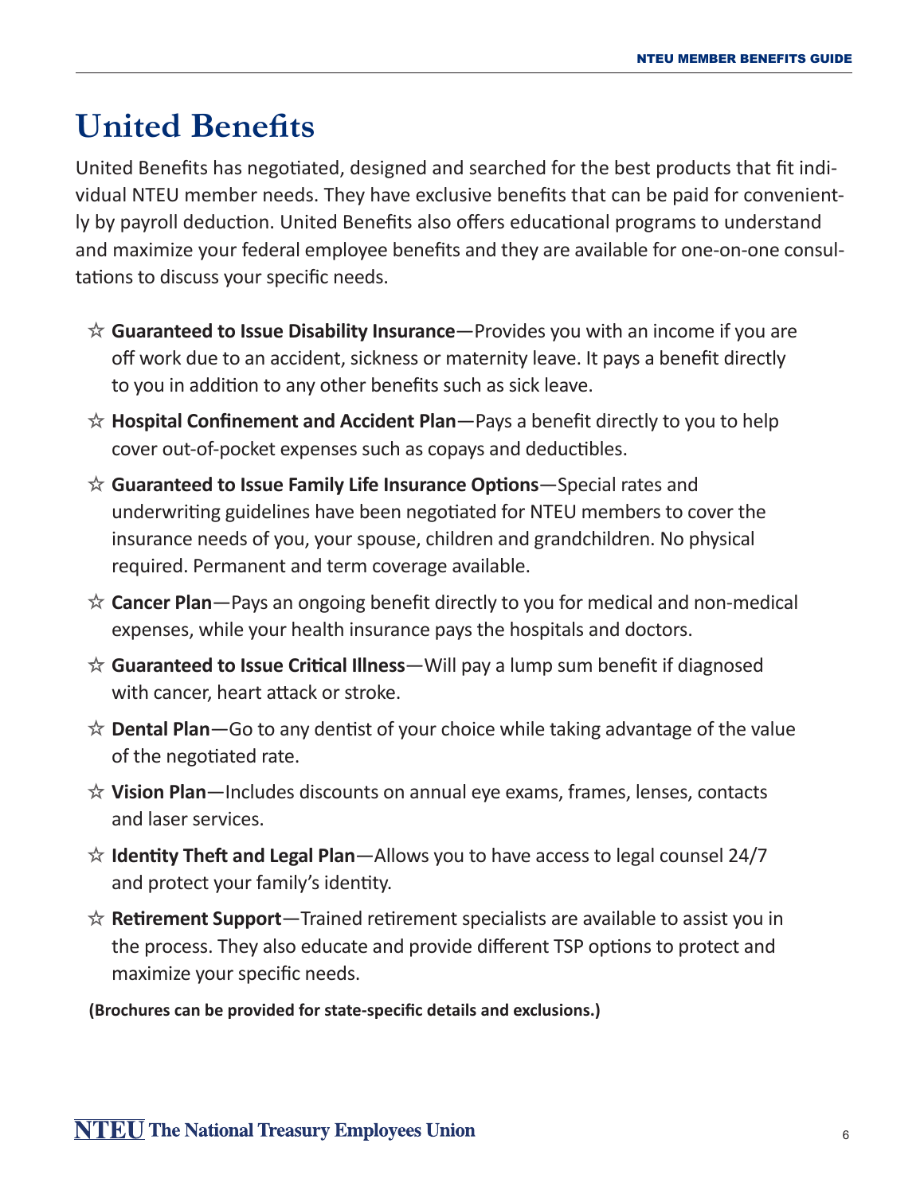# United Benefits

United Benefits has negotiated, designed and searched for the best products that fit individual NTEU member needs. They have exclusive benefits that can be paid for conveniently by payroll deduction. United Benefits also offers educational programs to understand and maximize your federal employee benefits and they are available for one-on-one consultations to discuss your specific needs.

- ☆ **Guaranteed to Issue Disability Insurance**—Provides you with an income if you are off work due to an accident, sickness or maternity leave. It pays a benefit directly to you in addition to any other benefits such as sick leave.
- ☆ **Hospital Confinement and Accident Plan**—Pays a benefit directly to you to help cover out-of-pocket expenses such as copays and deductibles.
- ☆ **Guaranteed to Issue Family Life Insurance Options**—Special rates and underwriting guidelines have been negotiated for NTEU members to cover the insurance needs of you, your spouse, children and grandchildren. No physical required. Permanent and term coverage available.
- ☆ **Cancer Plan**—Pays an ongoing benefit directly to you for medical and non-medical expenses, while your health insurance pays the hospitals and doctors.
- ☆ **Guaranteed to Issue Critical Illness**—Will pay a lump sum benefit if diagnosed with cancer, heart attack or stroke.
- ☆ **Dental Plan**—Go to any dentist of your choice while taking advantage of the value of the negotiated rate.
- ☆ **Vision Plan**—Includes discounts on annual eye exams, frames, lenses, contacts and laser services.
- ☆ **Identity Theft and Legal Plan**—Allows you to have access to legal counsel 24/7 and protect your family's identity.
- ☆ **Retirement Support**—Trained retirement specialists are available to assist you in the process. They also educate and provide different TSP options to protect and maximize your specific needs.

**(Brochures can be provided for state-specific details and exclusions.)**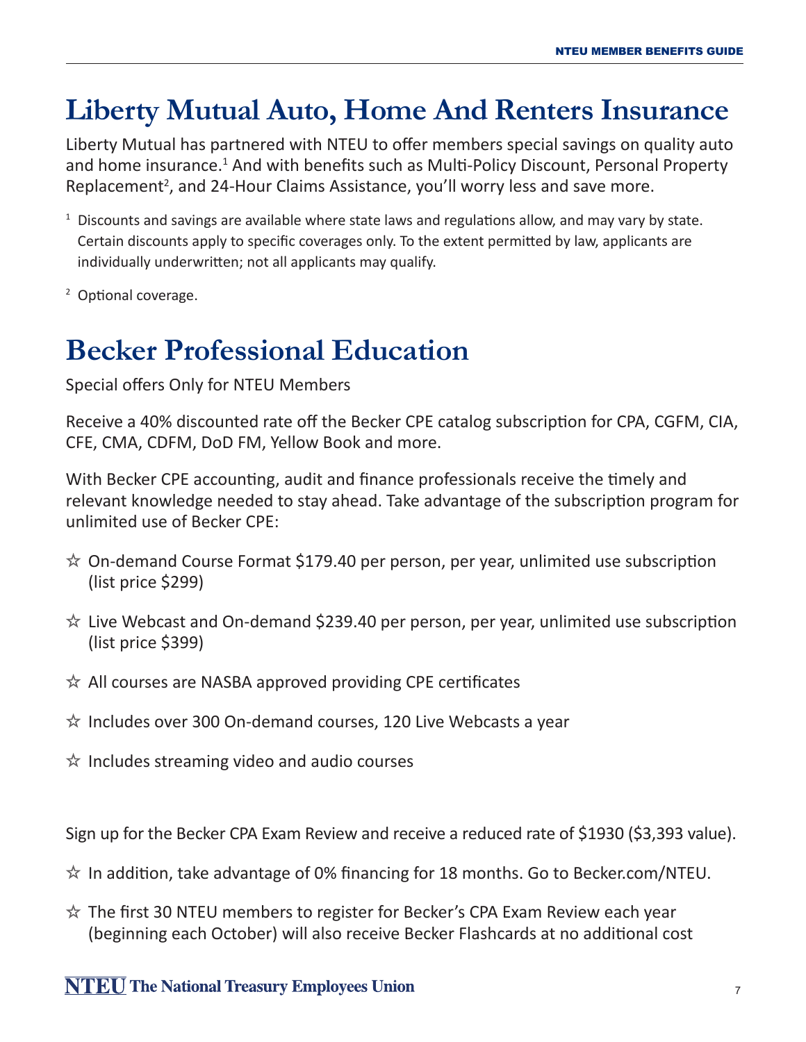# Liberty Mutual Auto, Home And Renters Insurance

Liberty Mutual has partnered with NTEU to offer members special savings on quality auto and home insurance.[1] And with benefits such as Multi-Policy Discount, Personal Property Replacement[2], and 24-Hour Claims Assistance, you'll worry less and save more.

[1] Discounts and savings are available where state laws and regulations allow, and may vary by state. Certain discounts apply to specific coverages only. To the extent permitted by law, applicants are individually underwritten; not all applicants may qualify.

[2] Optional coverage.

# Becker Professional Education

Special offers Only for NTEU Members

Receive a 40% discounted rate off the Becker CPE catalog subscription for CPA, CGFM, CIA, CFE, CMA, CDFM, DoD FM, Yellow Book and more.

With Becker CPE accounting, audit and finance professionals receive the timely and relevant knowledge needed to stay ahead. Take advantage of the subscription program for unlimited use of Becker CPE:

- ☆ On-demand Course Format $179.40 per person, per year, unlimited use subscription (list price $299)
- ☆ Live Webcast and On-demand $239.40 per person, per year, unlimited use subscription (list price $399)
- ☆ All courses are NASBA approved providing CPE certificates
- ☆ Includes over 300 On-demand courses, 120 Live Webcasts a year
- ☆ Includes streaming video and audio courses

Sign up for the Becker CPA Exam Review and receive a reduced rate of $1930 ($3,393 value).

- ☆ In addition, take advantage of 0% financing for 18 months. Go to Becker.com/NTEU.
- ☆ The first 30 NTEU members to register for Becker's CPA Exam Review each year (beginning each October) will also receive Becker Flashcards at no additional cost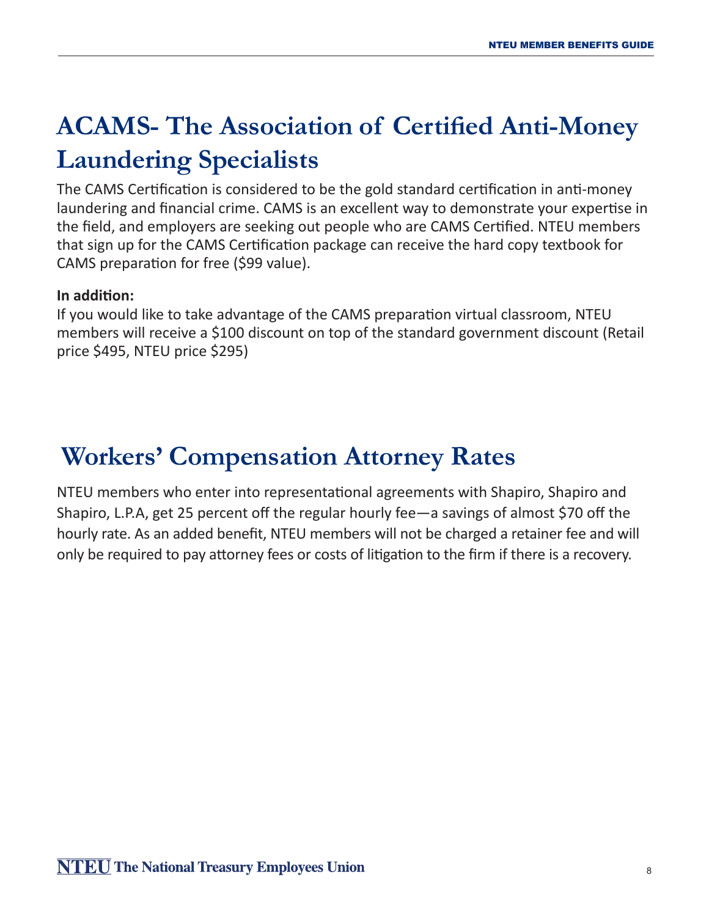# ACAMS- The Association of Certified Anti-Money Laundering Specialists

The CAMS Certification is considered to be the gold standard certification in anti-money laundering and financial crime. CAMS is an excellent way to demonstrate your expertise in the field, and employers are seeking out people who are CAMS Certified. NTEU members that sign up for the CAMS Certification package can receive the hard copy textbook for CAMS preparation for free ($99 value).

**In addition:**

If you would like to take advantage of the CAMS preparation virtual classroom, NTEU members will receive a $100 discount on top of the standard government discount (Retail price $495, NTEU price $295)

# Workers' Compensation Attorney Rates

NTEU members who enter into representational agreements with Shapiro, Shapiro and Shapiro, L.P.A, get 25 percent off the regular hourly fee—a savings of almost $70 off the hourly rate. As an added benefit, NTEU members will not be charged a retainer fee and will only be required to pay attorney fees or costs of litigation to the firm if there is a recovery.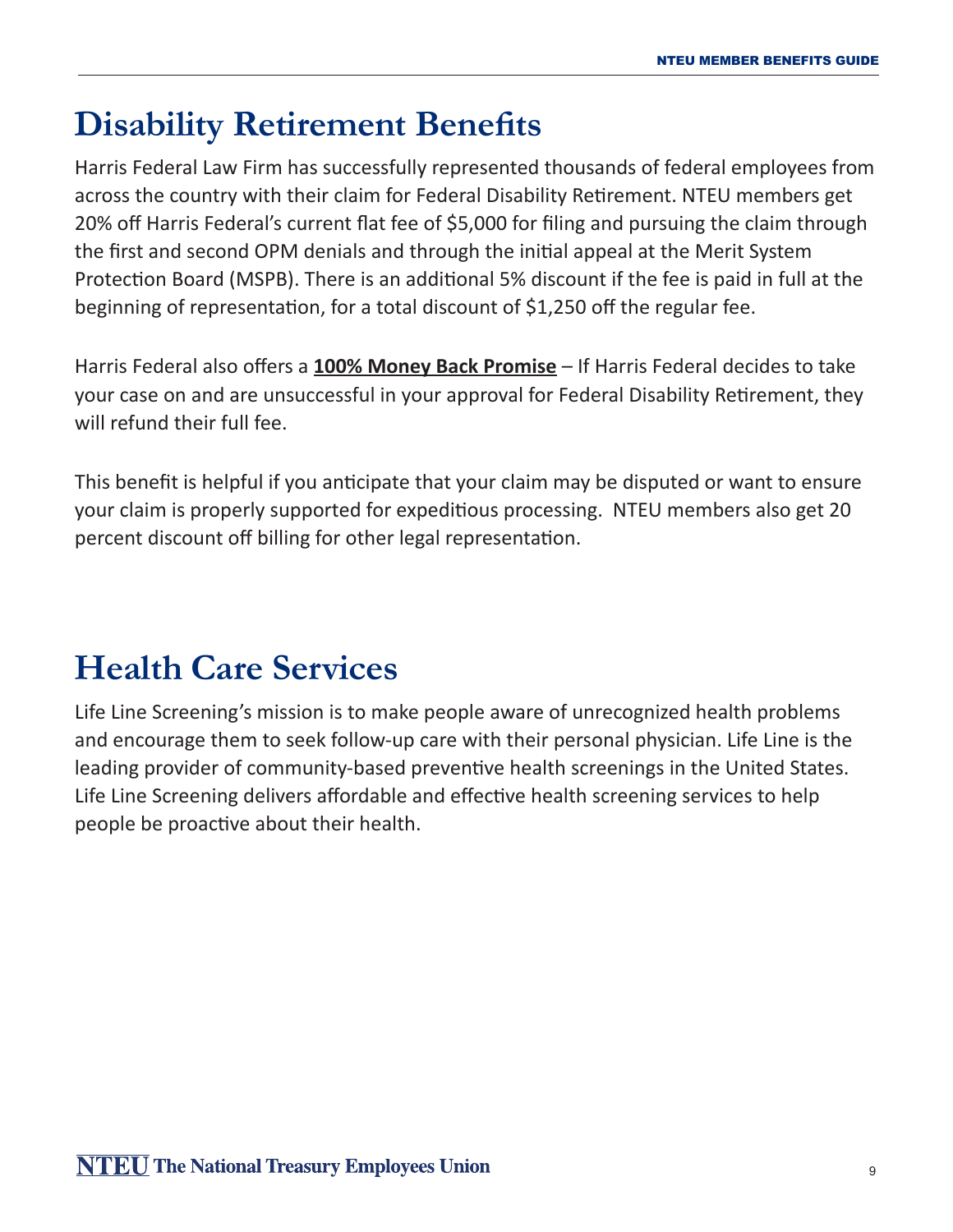# Disability Retirement Benefits

Harris Federal Law Firm has successfully represented thousands of federal employees from across the country with their claim for Federal Disability Retirement. NTEU members get 20% off Harris Federal's current flat fee of $5,000 for filing and pursuing the claim through the first and second OPM denials and through the initial appeal at the Merit System Protection Board (MSPB). There is an additional 5% discount if the fee is paid in full at the beginning of representation, for a total discount of $1,250 off the regular fee.

Harris Federal also offers a **100% Money Back Promise** – If Harris Federal decides to take your case on and are unsuccessful in your approval for Federal Disability Retirement, they will refund their full fee.

This benefit is helpful if you anticipate that your claim may be disputed or want to ensure your claim is properly supported for expeditious processing. NTEU members also get 20 percent discount off billing for other legal representation.

# Health Care Services

Life Line Screening's mission is to make people aware of unrecognized health problems and encourage them to seek follow-up care with their personal physician. Life Line is the leading provider of community-based preventive health screenings in the United States. Life Line Screening delivers affordable and effective health screening services to help people be proactive about their health.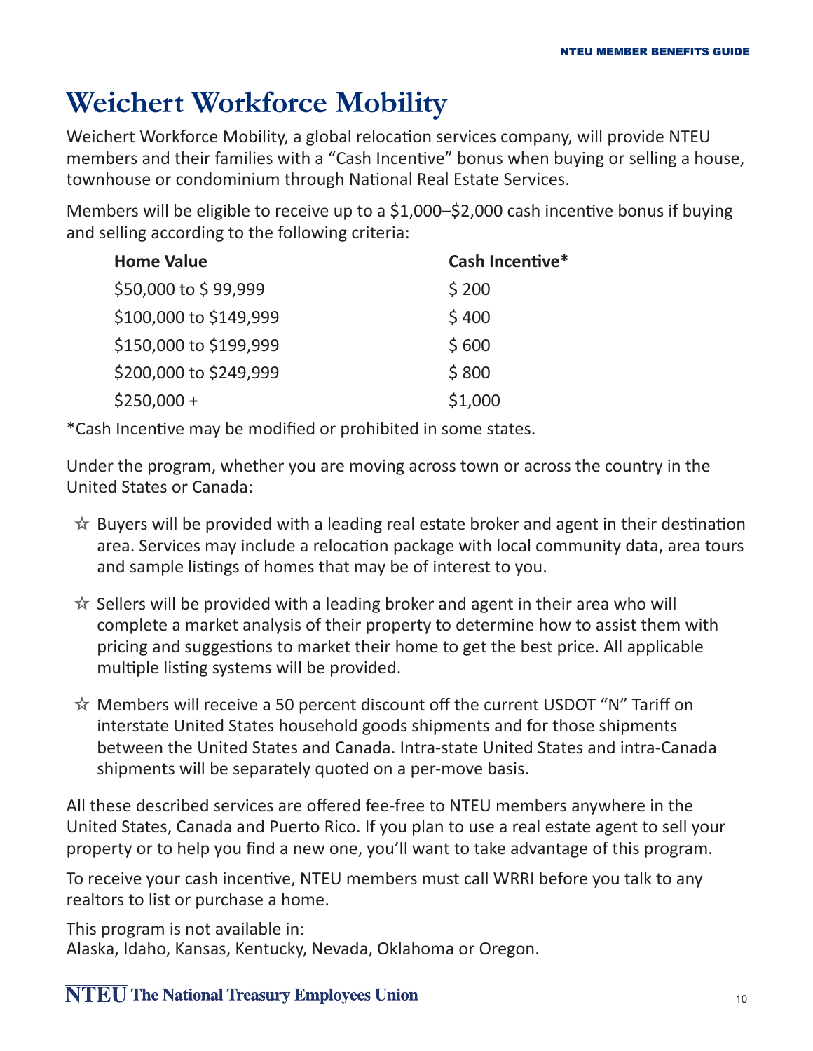# Weichert Workforce Mobility

Weichert Workforce Mobility, a global relocation services company, will provide NTEU members and their families with a "Cash Incentive" bonus when buying or selling a house, townhouse or condominium through National Real Estate Services.

Members will be eligible to receive up to a $1,000–$2,000 cash incentive bonus if buying and selling according to the following criteria:

| Home Value | Cash Incentive* |
|---|---|
| $50,000 to $ 99,999 | $ 200 |
| $100,000 to $149,999 | $ 400 |
| $150,000 to $199,999 | $ 600 |
| $200,000 to $249,999 | $ 800 |
| $250,000 + | $1,000 |

*Cash Incentive may be modified or prohibited in some states.

Under the program, whether you are moving across town or across the country in the United States or Canada:

- ☆ Buyers will be provided with a leading real estate broker and agent in their destination area. Services may include a relocation package with local community data, area tours and sample listings of homes that may be of interest to you.
- ☆ Sellers will be provided with a leading broker and agent in their area who will complete a market analysis of their property to determine how to assist them with pricing and suggestions to market their home to get the best price. All applicable multiple listing systems will be provided.
- ☆ Members will receive a 50 percent discount off the current USDOT "N" Tariff on interstate United States household goods shipments and for those shipments between the United States and Canada. Intra-state United States and intra-Canada shipments will be separately quoted on a per-move basis.

All these described services are offered fee-free to NTEU members anywhere in the United States, Canada and Puerto Rico. If you plan to use a real estate agent to sell your property or to help you find a new one, you'll want to take advantage of this program.

To receive your cash incentive, NTEU members must call WRRI before you talk to any realtors to list or purchase a home.

This program is not available in:
Alaska, Idaho, Kansas, Kentucky, Nevada, Oklahoma or Oregon.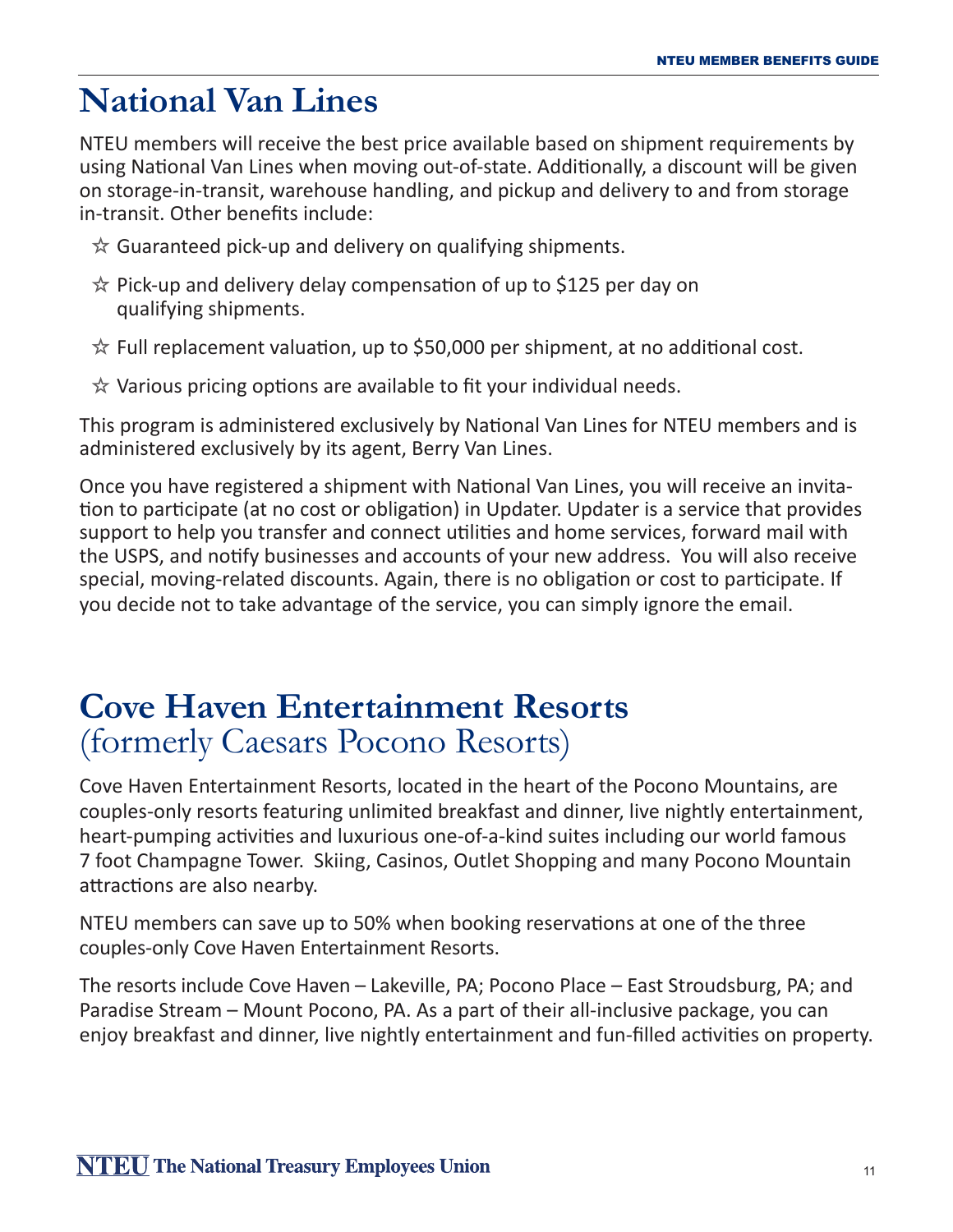# National Van Lines

NTEU members will receive the best price available based on shipment requirements by using National Van Lines when moving out-of-state. Additionally, a discount will be given on storage-in-transit, warehouse handling, and pickup and delivery to and from storage in-transit. Other benefits include:

- ☆ Guaranteed pick-up and delivery on qualifying shipments.
- ☆ Pick-up and delivery delay compensation of up to $125 per day on qualifying shipments.
- ☆ Full replacement valuation, up to $50,000 per shipment, at no additional cost.
- ☆ Various pricing options are available to fit your individual needs.

This program is administered exclusively by National Van Lines for NTEU members and is administered exclusively by its agent, Berry Van Lines.

Once you have registered a shipment with National Van Lines, you will receive an invitation to participate (at no cost or obligation) in Updater. Updater is a service that provides support to help you transfer and connect utilities and home services, forward mail with the USPS, and notify businesses and accounts of your new address. You will also receive special, moving-related discounts. Again, there is no obligation or cost to participate. If you decide not to take advantage of the service, you can simply ignore the email.

# Cove Haven Entertainment Resorts
## (formerly Caesars Pocono Resorts)

Cove Haven Entertainment Resorts, located in the heart of the Pocono Mountains, are couples-only resorts featuring unlimited breakfast and dinner, live nightly entertainment, heart-pumping activities and luxurious one-of-a-kind suites including our world famous 7 foot Champagne Tower. Skiing, Casinos, Outlet Shopping and many Pocono Mountain attractions are also nearby.

NTEU members can save up to 50% when booking reservations at one of the three couples-only Cove Haven Entertainment Resorts.

The resorts include Cove Haven – Lakeville, PA; Pocono Place – East Stroudsburg, PA; and Paradise Stream – Mount Pocono, PA. As a part of their all-inclusive package, you can enjoy breakfast and dinner, live nightly entertainment and fun-filled activities on property.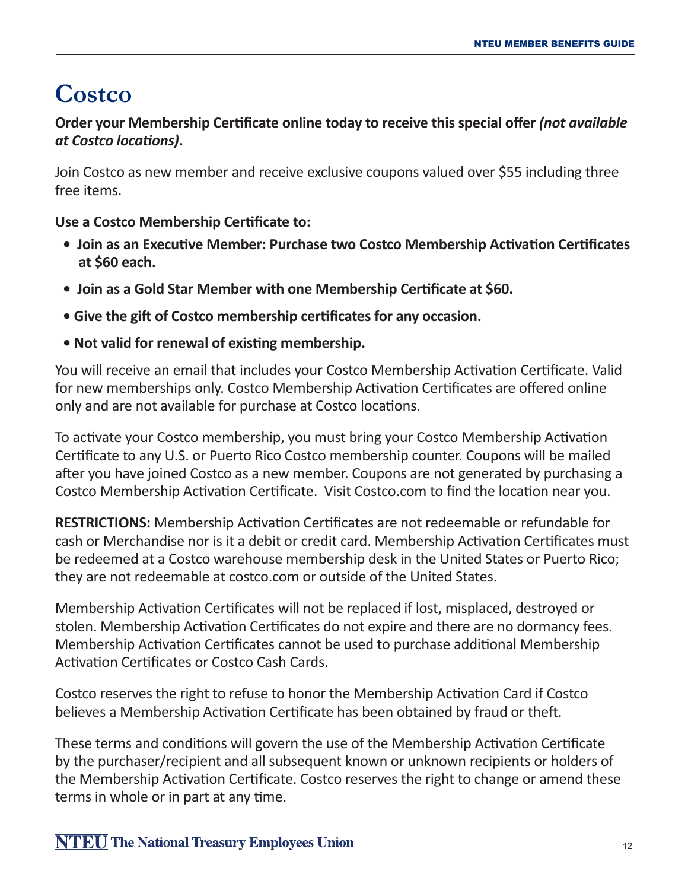# Costco

**Order your Membership Certificate online today to receive this special offer *(not available at Costco locations)*.**

Join Costco as new member and receive exclusive coupons valued over $55 including three free items.

**Use a Costco Membership Certificate to:**

- **Join as an Executive Member: Purchase two Costco Membership Activation Certificates at $60 each.**
- **Join as a Gold Star Member with one Membership Certificate at $60.**
- **Give the gift of Costco membership certificates for any occasion.**
- **Not valid for renewal of existing membership.**

You will receive an email that includes your Costco Membership Activation Certificate. Valid for new memberships only. Costco Membership Activation Certificates are offered online only and are not available for purchase at Costco locations.

To activate your Costco membership, you must bring your Costco Membership Activation Certificate to any U.S. or Puerto Rico Costco membership counter. Coupons will be mailed after you have joined Costco as a new member. Coupons are not generated by purchasing a Costco Membership Activation Certificate. Visit Costco.com to find the location near you.

**RESTRICTIONS:** Membership Activation Certificates are not redeemable or refundable for cash or Merchandise nor is it a debit or credit card. Membership Activation Certificates must be redeemed at a Costco warehouse membership desk in the United States or Puerto Rico; they are not redeemable at costco.com or outside of the United States.

Membership Activation Certificates will not be replaced if lost, misplaced, destroyed or stolen. Membership Activation Certificates do not expire and there are no dormancy fees. Membership Activation Certificates cannot be used to purchase additional Membership Activation Certificates or Costco Cash Cards.

Costco reserves the right to refuse to honor the Membership Activation Card if Costco believes a Membership Activation Certificate has been obtained by fraud or theft.

These terms and conditions will govern the use of the Membership Activation Certificate by the purchaser/recipient and all subsequent known or unknown recipients or holders of the Membership Activation Certificate. Costco reserves the right to change or amend these terms in whole or in part at any time.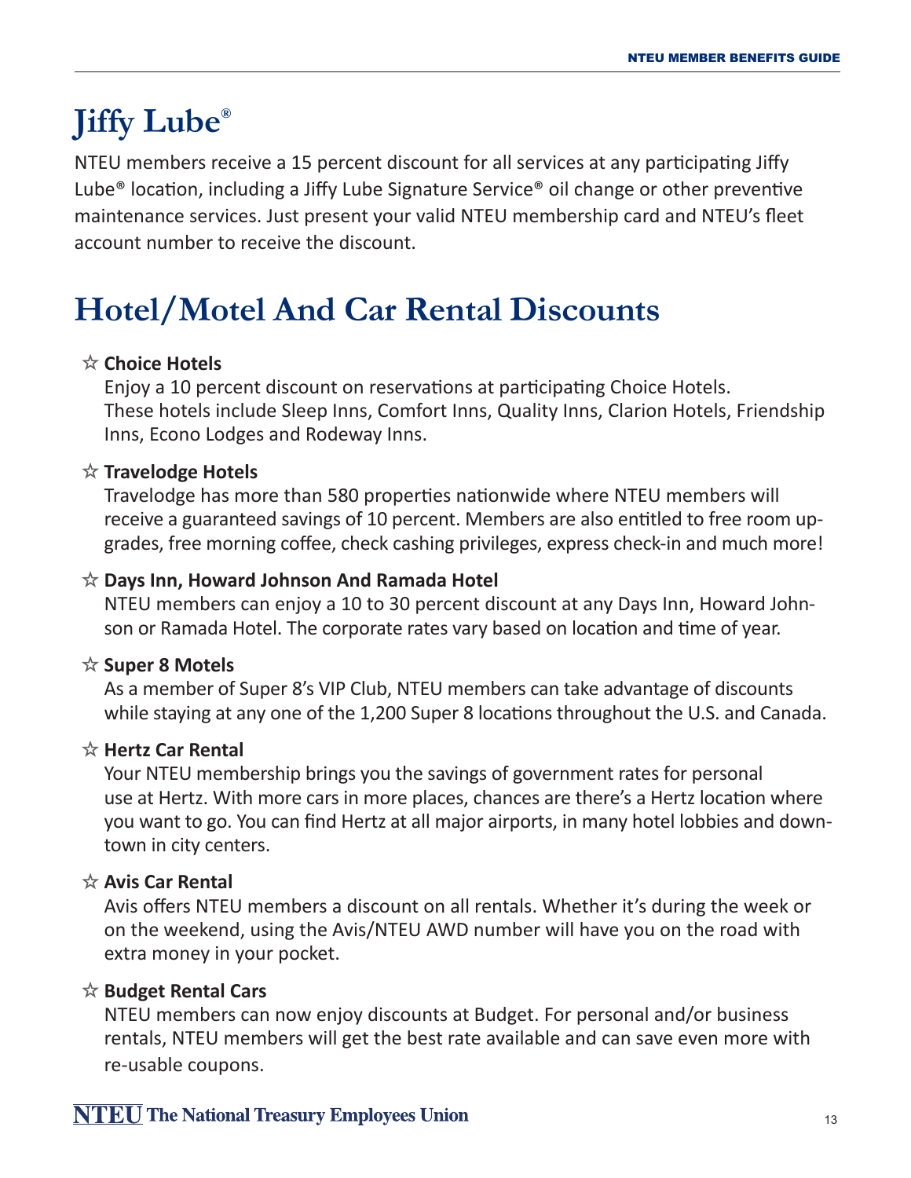# Jiffy Lube®

NTEU members receive a 15 percent discount for all services at any participating Jiffy Lube® location, including a Jiffy Lube Signature Service® oil change or other preventive maintenance services. Just present your valid NTEU membership card and NTEU's fleet account number to receive the discount.

# Hotel/Motel And Car Rental Discounts

☆ **Choice Hotels**

Enjoy a 10 percent discount on reservations at participating Choice Hotels. These hotels include Sleep Inns, Comfort Inns, Quality Inns, Clarion Hotels, Friendship Inns, Econo Lodges and Rodeway Inns.

☆ **Travelodge Hotels**

Travelodge has more than 580 properties nationwide where NTEU members will receive a guaranteed savings of 10 percent. Members are also entitled to free room upgrades, free morning coffee, check cashing privileges, express check-in and much more!

☆ **Days Inn, Howard Johnson And Ramada Hotel**

NTEU members can enjoy a 10 to 30 percent discount at any Days Inn, Howard Johnson or Ramada Hotel. The corporate rates vary based on location and time of year.

☆ **Super 8 Motels**

As a member of Super 8's VIP Club, NTEU members can take advantage of discounts while staying at any one of the 1,200 Super 8 locations throughout the U.S. and Canada.

☆ **Hertz Car Rental**

Your NTEU membership brings you the savings of government rates for personal use at Hertz. With more cars in more places, chances are there's a Hertz location where you want to go. You can find Hertz at all major airports, in many hotel lobbies and downtown in city centers.

☆ **Avis Car Rental**

Avis offers NTEU members a discount on all rentals. Whether it's during the week or on the weekend, using the Avis/NTEU AWD number will have you on the road with extra money in your pocket.

☆ **Budget Rental Cars**

NTEU members can now enjoy discounts at Budget. For personal and/or business rentals, NTEU members will get the best rate available and can save even more with re-usable coupons.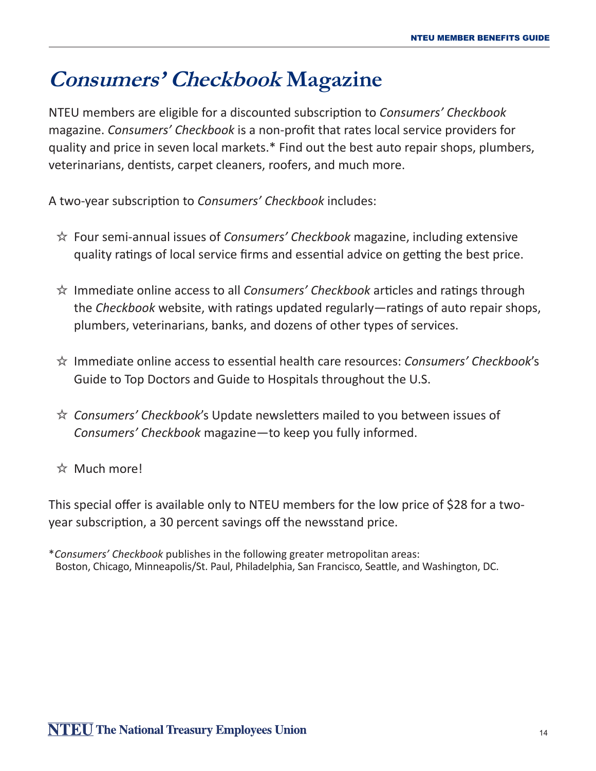# *Consumers' Checkbook* Magazine

NTEU members are eligible for a discounted subscription to *Consumers' Checkbook* magazine. *Consumers' Checkbook* is a non-profit that rates local service providers for quality and price in seven local markets.* Find out the best auto repair shops, plumbers, veterinarians, dentists, carpet cleaners, roofers, and much more.

A two-year subscription to *Consumers' Checkbook* includes:

- ☆ Four semi-annual issues of *Consumers' Checkbook* magazine, including extensive quality ratings of local service firms and essential advice on getting the best price.
- ☆ Immediate online access to all *Consumers' Checkbook* articles and ratings through the *Checkbook* website, with ratings updated regularly—ratings of auto repair shops, plumbers, veterinarians, banks, and dozens of other types of services.
- ☆ Immediate online access to essential health care resources: *Consumers' Checkbook*'s Guide to Top Doctors and Guide to Hospitals throughout the U.S.
- ☆ *Consumers' Checkbook*'s Update newsletters mailed to you between issues of *Consumers' Checkbook* magazine—to keep you fully informed.
- ☆ Much more!

This special offer is available only to NTEU members for the low price of $28 for a two-year subscription, a 30 percent savings off the newsstand price.

*​*Consumers' Checkbook* publishes in the following greater metropolitan areas: Boston, Chicago, Minneapolis/St. Paul, Philadelphia, San Francisco, Seattle, and Washington, DC.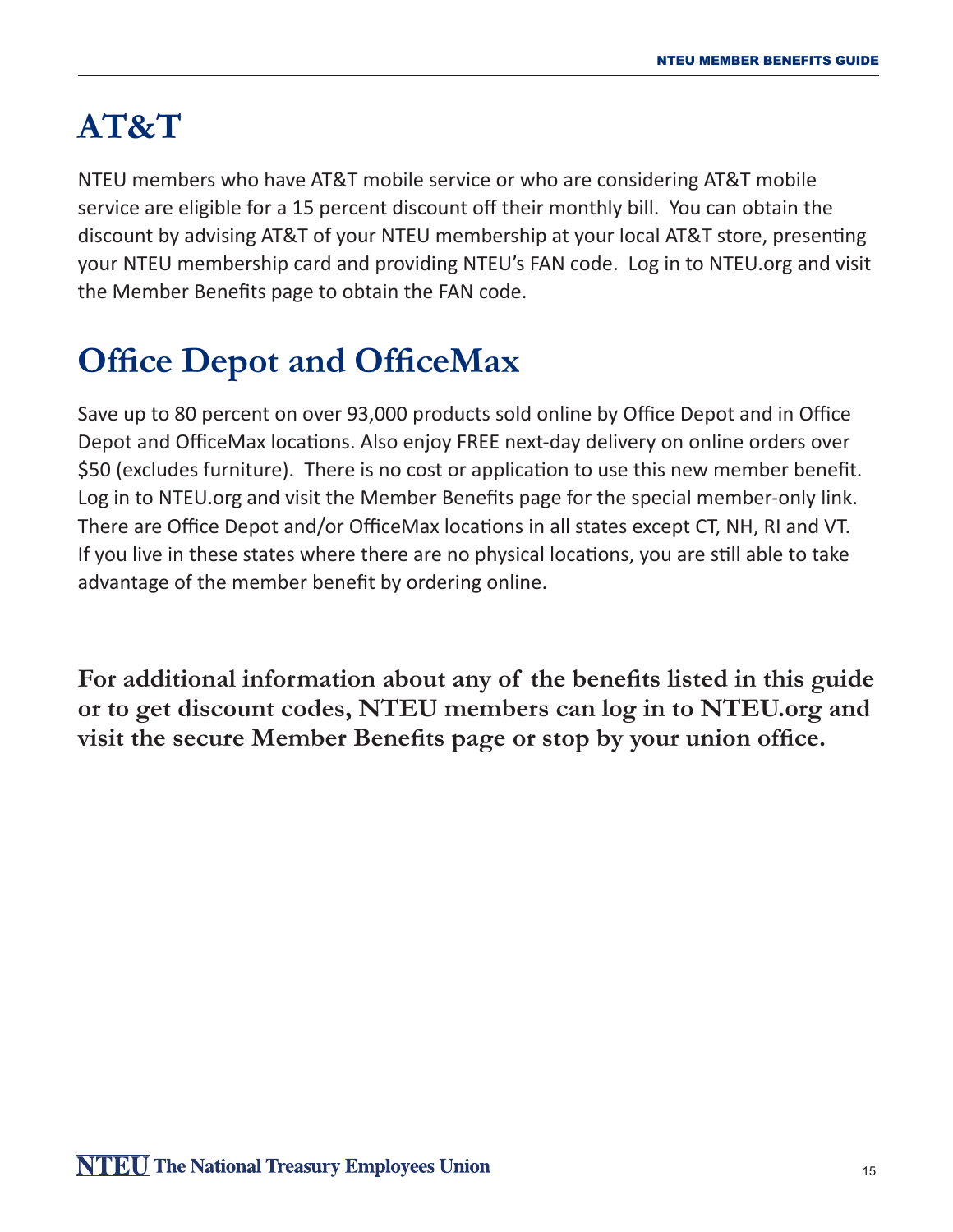# AT&T

NTEU members who have AT&T mobile service or who are considering AT&T mobile service are eligible for a 15 percent discount off their monthly bill. You can obtain the discount by advising AT&T of your NTEU membership at your local AT&T store, presenting your NTEU membership card and providing NTEU's FAN code. Log in to NTEU.org and visit the Member Benefits page to obtain the FAN code.

# Office Depot and OfficeMax

Save up to 80 percent on over 93,000 products sold online by Office Depot and in Office Depot and OfficeMax locations. Also enjoy FREE next-day delivery on online orders over $50 (excludes furniture). There is no cost or application to use this new member benefit. Log in to NTEU.org and visit the Member Benefits page for the special member-only link. There are Office Depot and/or OfficeMax locations in all states except CT, NH, RI and VT. If you live in these states where there are no physical locations, you are still able to take advantage of the member benefit by ordering online.

**For additional information about any of the benefits listed in this guide or to get discount codes, NTEU members can log in to NTEU.org and visit the secure Member Benefits page or stop by your union office.**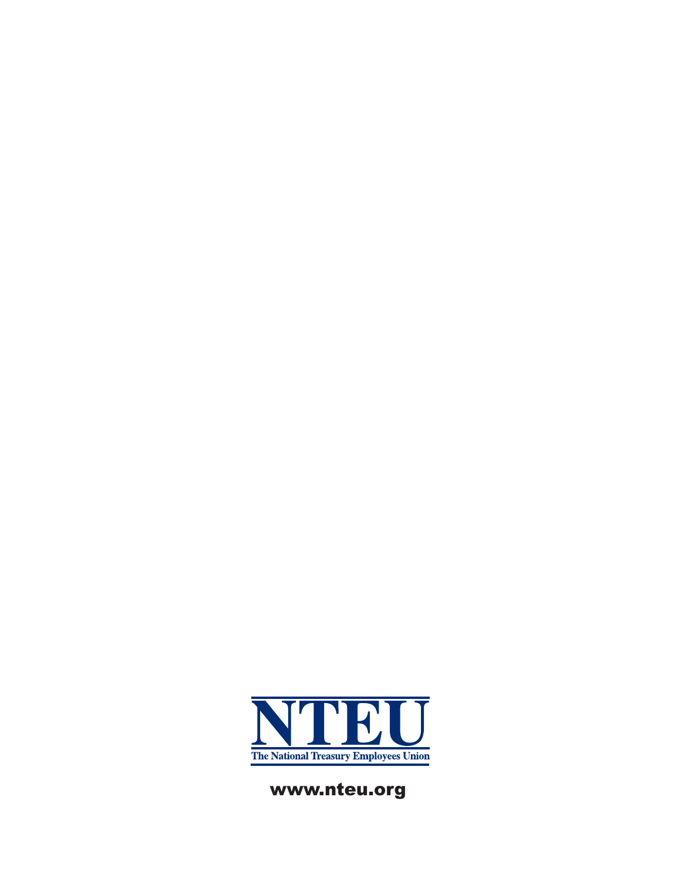NTEU

The National Treasury Employees Union

www.nteu.org